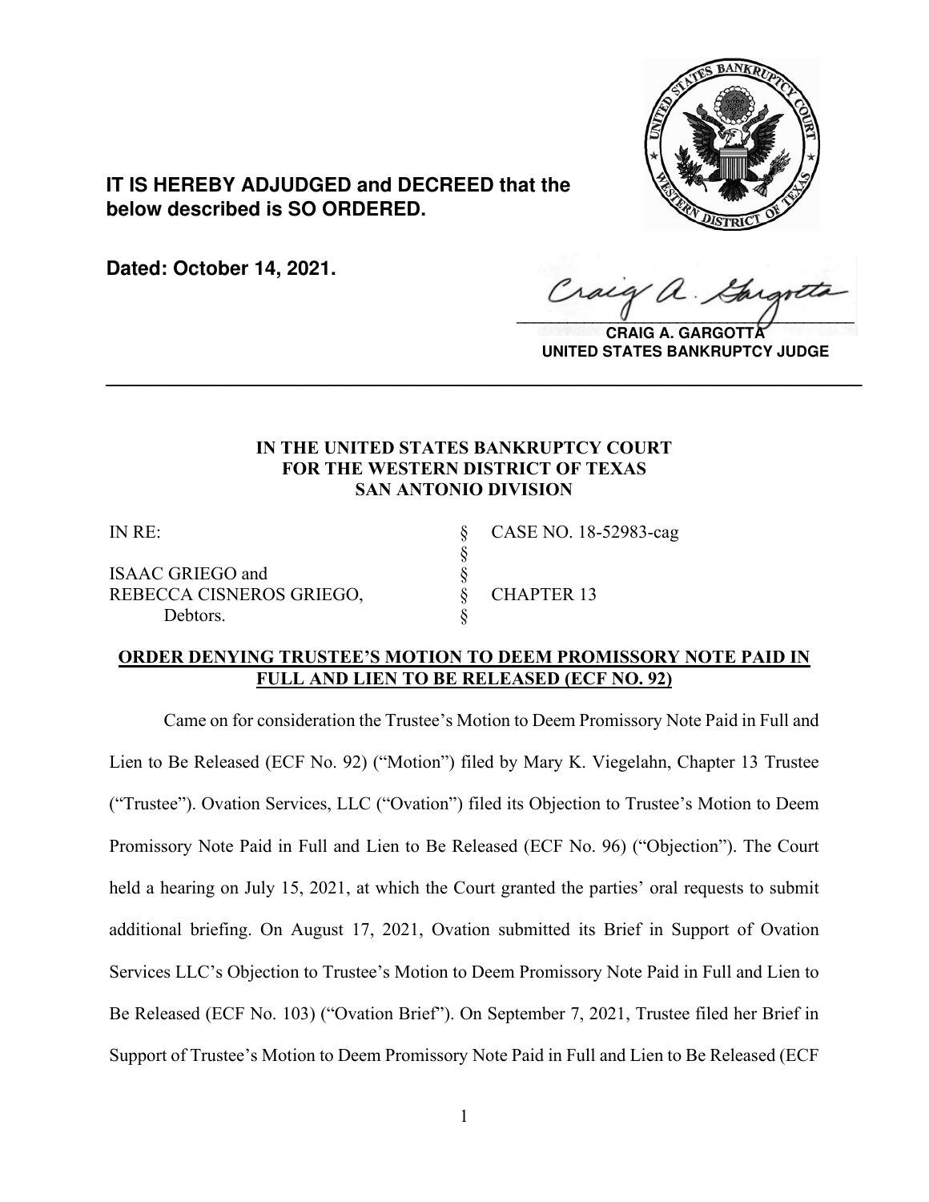**IT IS HEREBY ADJUDGED and DECREED that the below described is SO ORDERED.**

**Dated: October 14, 2021.**

**CRAIG A. GARGOTTA**
**UNITED STATES BANKRUPTCY JUDGE**

---

**IN THE UNITED STATES BANKRUPTCY COURT**
**FOR THE WESTERN DISTRICT OF TEXAS**
**SAN ANTONIO DIVISION**

| | | |
|---|---|---|
| IN RE: | § | CASE NO. 18-52983-cag |
| | § | |
| ISAAC GRIEGO and | § | |
| REBECCA CISNEROS GRIEGO, | § | CHAPTER 13 |
| Debtors. | § | |

**ORDER DENYING TRUSTEE'S MOTION TO DEEM PROMISSORY NOTE PAID IN FULL AND LIEN TO BE RELEASED (ECF NO. 92)**

Came on for consideration the Trustee's Motion to Deem Promissory Note Paid in Full and Lien to Be Released (ECF No. 92) ("Motion") filed by Mary K. Viegelahn, Chapter 13 Trustee ("Trustee"). Ovation Services, LLC ("Ovation") filed its Objection to Trustee's Motion to Deem Promissory Note Paid in Full and Lien to Be Released (ECF No. 96) ("Objection"). The Court held a hearing on July 15, 2021, at which the Court granted the parties' oral requests to submit additional briefing. On August 17, 2021, Ovation submitted its Brief in Support of Ovation Services LLC's Objection to Trustee's Motion to Deem Promissory Note Paid in Full and Lien to Be Released (ECF No. 103) ("Ovation Brief"). On September 7, 2021, Trustee filed her Brief in Support of Trustee's Motion to Deem Promissory Note Paid in Full and Lien to Be Released (ECF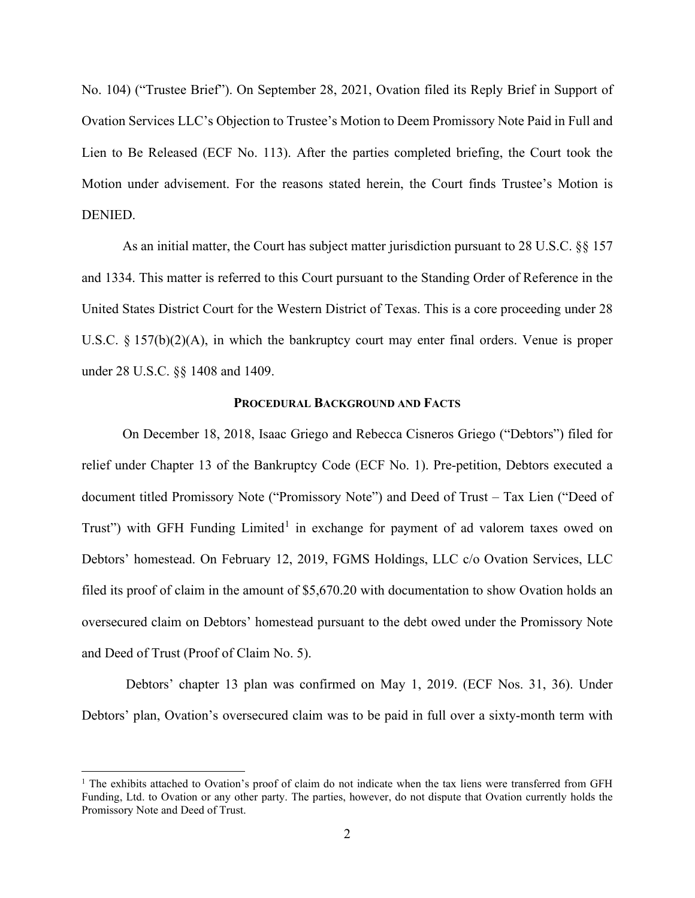No. 104) ("Trustee Brief"). On September 28, 2021, Ovation filed its Reply Brief in Support of Ovation Services LLC's Objection to Trustee's Motion to Deem Promissory Note Paid in Full and Lien to Be Released (ECF No. 113). After the parties completed briefing, the Court took the Motion under advisement. For the reasons stated herein, the Court finds Trustee's Motion is DENIED.

As an initial matter, the Court has subject matter jurisdiction pursuant to 28 U.S.C. §§ 157 and 1334. This matter is referred to this Court pursuant to the Standing Order of Reference in the United States District Court for the Western District of Texas. This is a core proceeding under 28 U.S.C. § 157(b)(2)(A), in which the bankruptcy court may enter final orders. Venue is proper under 28 U.S.C. §§ 1408 and 1409.

## PROCEDURAL BACKGROUND AND FACTS

On December 18, 2018, Isaac Griego and Rebecca Cisneros Griego ("Debtors") filed for relief under Chapter 13 of the Bankruptcy Code (ECF No. 1). Pre-petition, Debtors executed a document titled Promissory Note ("Promissory Note") and Deed of Trust – Tax Lien ("Deed of Trust") with GFH Funding Limited[1] in exchange for payment of ad valorem taxes owed on Debtors' homestead. On February 12, 2019, FGMS Holdings, LLC c/o Ovation Services, LLC filed its proof of claim in the amount of $5,670.20 with documentation to show Ovation holds an oversecured claim on Debtors' homestead pursuant to the debt owed under the Promissory Note and Deed of Trust (Proof of Claim No. 5).

Debtors' chapter 13 plan was confirmed on May 1, 2019. (ECF Nos. 31, 36). Under Debtors' plan, Ovation's oversecured claim was to be paid in full over a sixty-month term with

[1] The exhibits attached to Ovation's proof of claim do not indicate when the tax liens were transferred from GFH Funding, Ltd. to Ovation or any other party. The parties, however, do not dispute that Ovation currently holds the Promissory Note and Deed of Trust.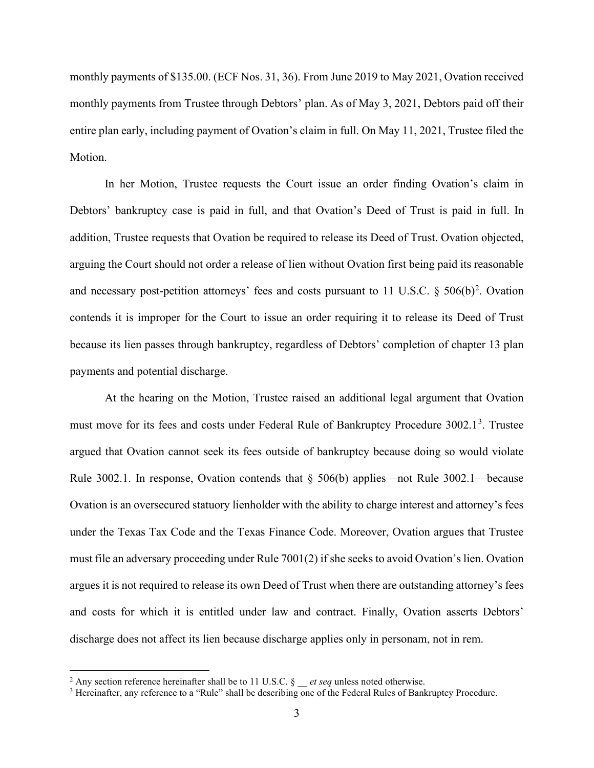monthly payments of $135.00. (ECF Nos. 31, 36). From June 2019 to May 2021, Ovation received monthly payments from Trustee through Debtors' plan. As of May 3, 2021, Debtors paid off their entire plan early, including payment of Ovation's claim in full. On May 11, 2021, Trustee filed the Motion.

In her Motion, Trustee requests the Court issue an order finding Ovation's claim in Debtors' bankruptcy case is paid in full, and that Ovation's Deed of Trust is paid in full. In addition, Trustee requests that Ovation be required to release its Deed of Trust. Ovation objected, arguing the Court should not order a release of lien without Ovation first being paid its reasonable and necessary post-petition attorneys' fees and costs pursuant to 11 U.S.C. § 506(b)[2]. Ovation contends it is improper for the Court to issue an order requiring it to release its Deed of Trust because its lien passes through bankruptcy, regardless of Debtors' completion of chapter 13 plan payments and potential discharge.

At the hearing on the Motion, Trustee raised an additional legal argument that Ovation must move for its fees and costs under Federal Rule of Bankruptcy Procedure 3002.1[3]. Trustee argued that Ovation cannot seek its fees outside of bankruptcy because doing so would violate Rule 3002.1. In response, Ovation contends that § 506(b) applies—not Rule 3002.1—because Ovation is an oversecured statuory lienholder with the ability to charge interest and attorney's fees under the Texas Tax Code and the Texas Finance Code. Moreover, Ovation argues that Trustee must file an adversary proceeding under Rule 7001(2) if she seeks to avoid Ovation's lien. Ovation argues it is not required to release its own Deed of Trust when there are outstanding attorney's fees and costs for which it is entitled under law and contract. Finally, Ovation asserts Debtors' discharge does not affect its lien because discharge applies only in personam, not in rem.

---

[2] Any section reference hereinafter shall be to 11 U.S.C. § __ *et seq* unless noted otherwise.

[3] Hereinafter, any reference to a "Rule" shall be describing one of the Federal Rules of Bankruptcy Procedure.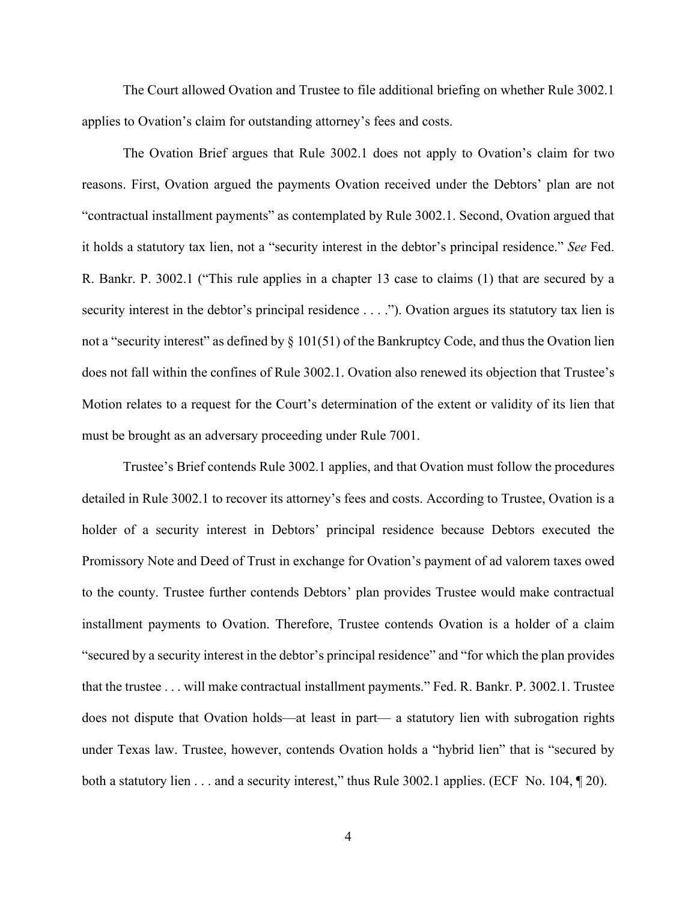The Court allowed Ovation and Trustee to file additional briefing on whether Rule 3002.1 applies to Ovation's claim for outstanding attorney's fees and costs.

The Ovation Brief argues that Rule 3002.1 does not apply to Ovation's claim for two reasons. First, Ovation argued the payments Ovation received under the Debtors' plan are not "contractual installment payments" as contemplated by Rule 3002.1. Second, Ovation argued that it holds a statutory tax lien, not a "security interest in the debtor's principal residence." *See* Fed. R. Bankr. P. 3002.1 ("This rule applies in a chapter 13 case to claims (1) that are secured by a security interest in the debtor's principal residence . . . ."). Ovation argues its statutory tax lien is not a "security interest" as defined by § 101(51) of the Bankruptcy Code, and thus the Ovation lien does not fall within the confines of Rule 3002.1. Ovation also renewed its objection that Trustee's Motion relates to a request for the Court's determination of the extent or validity of its lien that must be brought as an adversary proceeding under Rule 7001.

Trustee's Brief contends Rule 3002.1 applies, and that Ovation must follow the procedures detailed in Rule 3002.1 to recover its attorney's fees and costs. According to Trustee, Ovation is a holder of a security interest in Debtors' principal residence because Debtors executed the Promissory Note and Deed of Trust in exchange for Ovation's payment of ad valorem taxes owed to the county. Trustee further contends Debtors' plan provides Trustee would make contractual installment payments to Ovation. Therefore, Trustee contends Ovation is a holder of a claim "secured by a security interest in the debtor's principal residence" and "for which the plan provides that the trustee . . . will make contractual installment payments." Fed. R. Bankr. P. 3002.1. Trustee does not dispute that Ovation holds—at least in part— a statutory lien with subrogation rights under Texas law. Trustee, however, contends Ovation holds a "hybrid lien" that is "secured by both a statutory lien . . . and a security interest," thus Rule 3002.1 applies. (ECF No. 104, ¶ 20).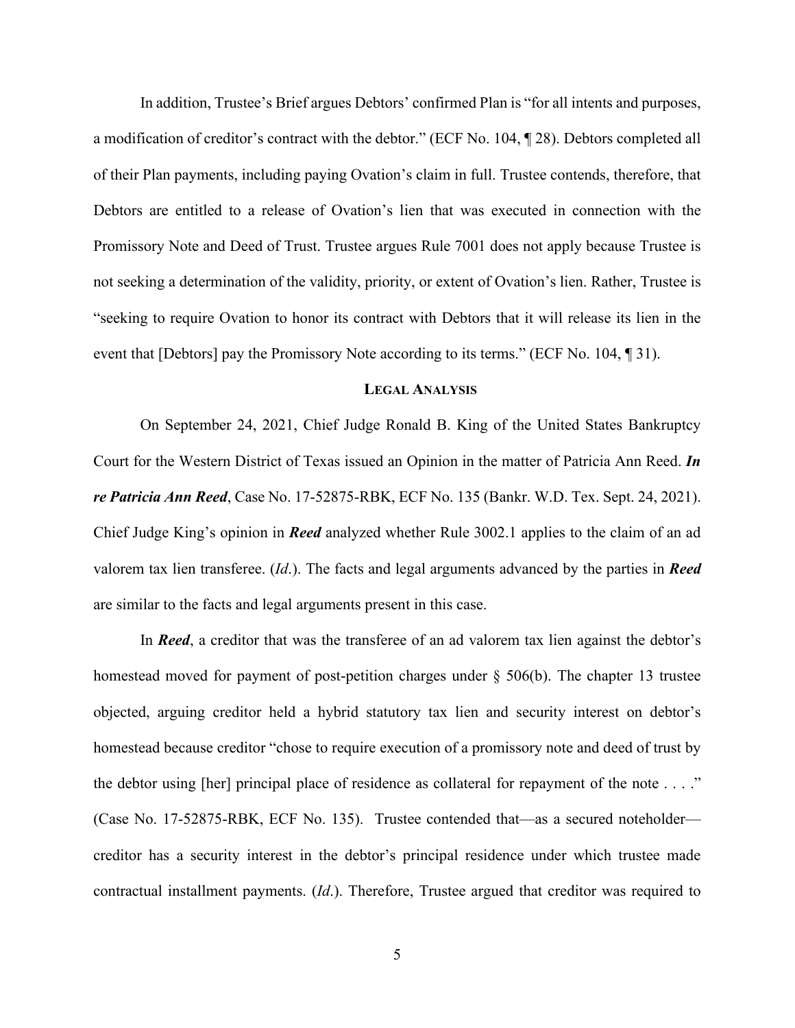In addition, Trustee's Brief argues Debtors' confirmed Plan is "for all intents and purposes, a modification of creditor's contract with the debtor." (ECF No. 104, ¶ 28). Debtors completed all of their Plan payments, including paying Ovation's claim in full. Trustee contends, therefore, that Debtors are entitled to a release of Ovation's lien that was executed in connection with the Promissory Note and Deed of Trust. Trustee argues Rule 7001 does not apply because Trustee is not seeking a determination of the validity, priority, or extent of Ovation's lien. Rather, Trustee is "seeking to require Ovation to honor its contract with Debtors that it will release its lien in the event that [Debtors] pay the Promissory Note according to its terms." (ECF No. 104, ¶ 31).

## LEGAL ANALYSIS

On September 24, 2021, Chief Judge Ronald B. King of the United States Bankruptcy Court for the Western District of Texas issued an Opinion in the matter of Patricia Ann Reed. ***In re Patricia Ann Reed***, Case No. 17-52875-RBK, ECF No. 135 (Bankr. W.D. Tex. Sept. 24, 2021). Chief Judge King's opinion in ***Reed*** analyzed whether Rule 3002.1 applies to the claim of an ad valorem tax lien transferee. (*Id*.). The facts and legal arguments advanced by the parties in ***Reed*** are similar to the facts and legal arguments present in this case.

In ***Reed***, a creditor that was the transferee of an ad valorem tax lien against the debtor's homestead moved for payment of post-petition charges under § 506(b). The chapter 13 trustee objected, arguing creditor held a hybrid statutory tax lien and security interest on debtor's homestead because creditor "chose to require execution of a promissory note and deed of trust by the debtor using [her] principal place of residence as collateral for repayment of the note . . . ." (Case No. 17-52875-RBK, ECF No. 135). Trustee contended that—as a secured noteholder—creditor has a security interest in the debtor's principal residence under which trustee made contractual installment payments. (*Id*.). Therefore, Trustee argued that creditor was required to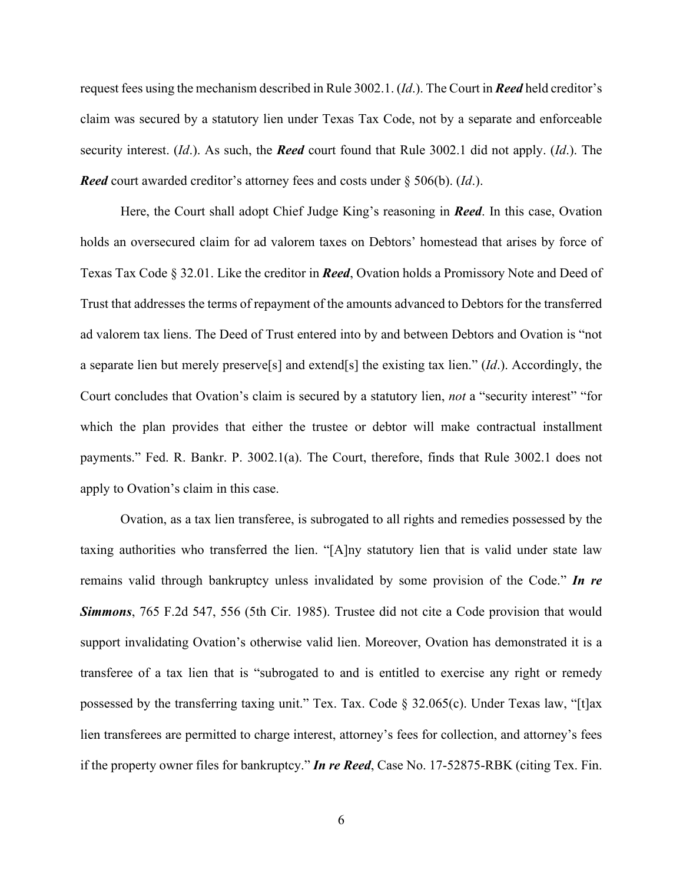request fees using the mechanism described in Rule 3002.1. (*Id*.). The Court in ***Reed*** held creditor's claim was secured by a statutory lien under Texas Tax Code, not by a separate and enforceable security interest. (*Id*.). As such, the ***Reed*** court found that Rule 3002.1 did not apply. (*Id*.). The ***Reed*** court awarded creditor's attorney fees and costs under § 506(b). (*Id*.).

Here, the Court shall adopt Chief Judge King's reasoning in ***Reed***. In this case, Ovation holds an oversecured claim for ad valorem taxes on Debtors' homestead that arises by force of Texas Tax Code § 32.01. Like the creditor in ***Reed***, Ovation holds a Promissory Note and Deed of Trust that addresses the terms of repayment of the amounts advanced to Debtors for the transferred ad valorem tax liens. The Deed of Trust entered into by and between Debtors and Ovation is "not a separate lien but merely preserve[s] and extend[s] the existing tax lien." (*Id*.). Accordingly, the Court concludes that Ovation's claim is secured by a statutory lien, *not* a "security interest" "for which the plan provides that either the trustee or debtor will make contractual installment payments." Fed. R. Bankr. P. 3002.1(a). The Court, therefore, finds that Rule 3002.1 does not apply to Ovation's claim in this case.

Ovation, as a tax lien transferee, is subrogated to all rights and remedies possessed by the taxing authorities who transferred the lien. "[A]ny statutory lien that is valid under state law remains valid through bankruptcy unless invalidated by some provision of the Code." ***In re Simmons***, 765 F.2d 547, 556 (5th Cir. 1985). Trustee did not cite a Code provision that would support invalidating Ovation's otherwise valid lien. Moreover, Ovation has demonstrated it is a transferee of a tax lien that is "subrogated to and is entitled to exercise any right or remedy possessed by the transferring taxing unit." Tex. Tax. Code § 32.065(c). Under Texas law, "[t]ax lien transferees are permitted to charge interest, attorney's fees for collection, and attorney's fees if the property owner files for bankruptcy." ***In re Reed***, Case No. 17-52875-RBK (citing Tex. Fin.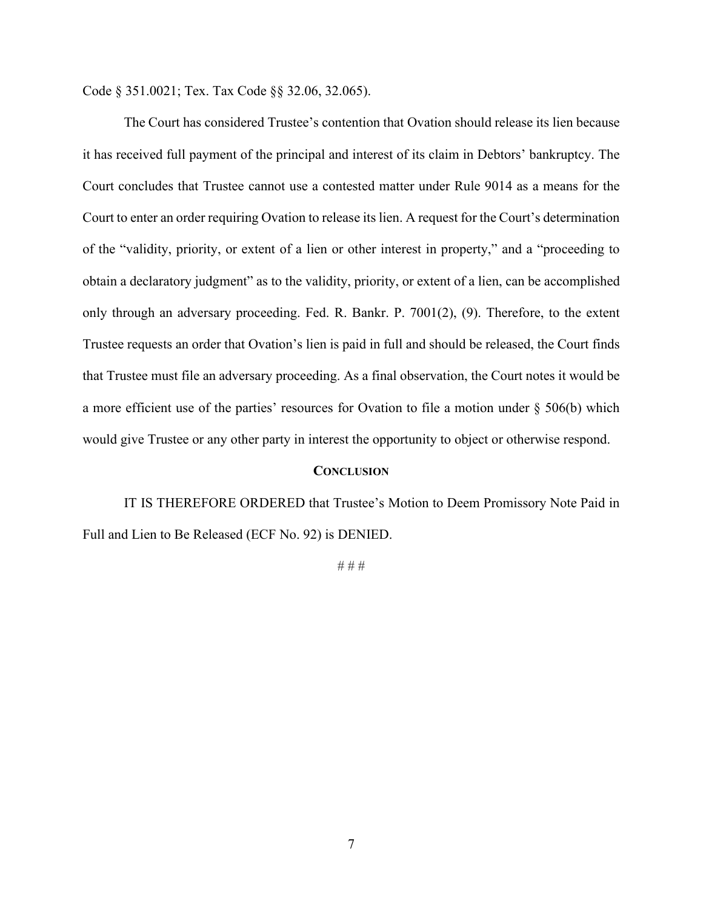Code § 351.0021; Tex. Tax Code §§ 32.06, 32.065).

The Court has considered Trustee's contention that Ovation should release its lien because it has received full payment of the principal and interest of its claim in Debtors' bankruptcy. The Court concludes that Trustee cannot use a contested matter under Rule 9014 as a means for the Court to enter an order requiring Ovation to release its lien. A request for the Court's determination of the "validity, priority, or extent of a lien or other interest in property," and a "proceeding to obtain a declaratory judgment" as to the validity, priority, or extent of a lien, can be accomplished only through an adversary proceeding. Fed. R. Bankr. P. 7001(2), (9). Therefore, to the extent Trustee requests an order that Ovation's lien is paid in full and should be released, the Court finds that Trustee must file an adversary proceeding. As a final observation, the Court notes it would be a more efficient use of the parties' resources for Ovation to file a motion under § 506(b) which would give Trustee or any other party in interest the opportunity to object or otherwise respond.

## CONCLUSION

IT IS THEREFORE ORDERED that Trustee's Motion to Deem Promissory Note Paid in Full and Lien to Be Released (ECF No. 92) is DENIED.

# # #